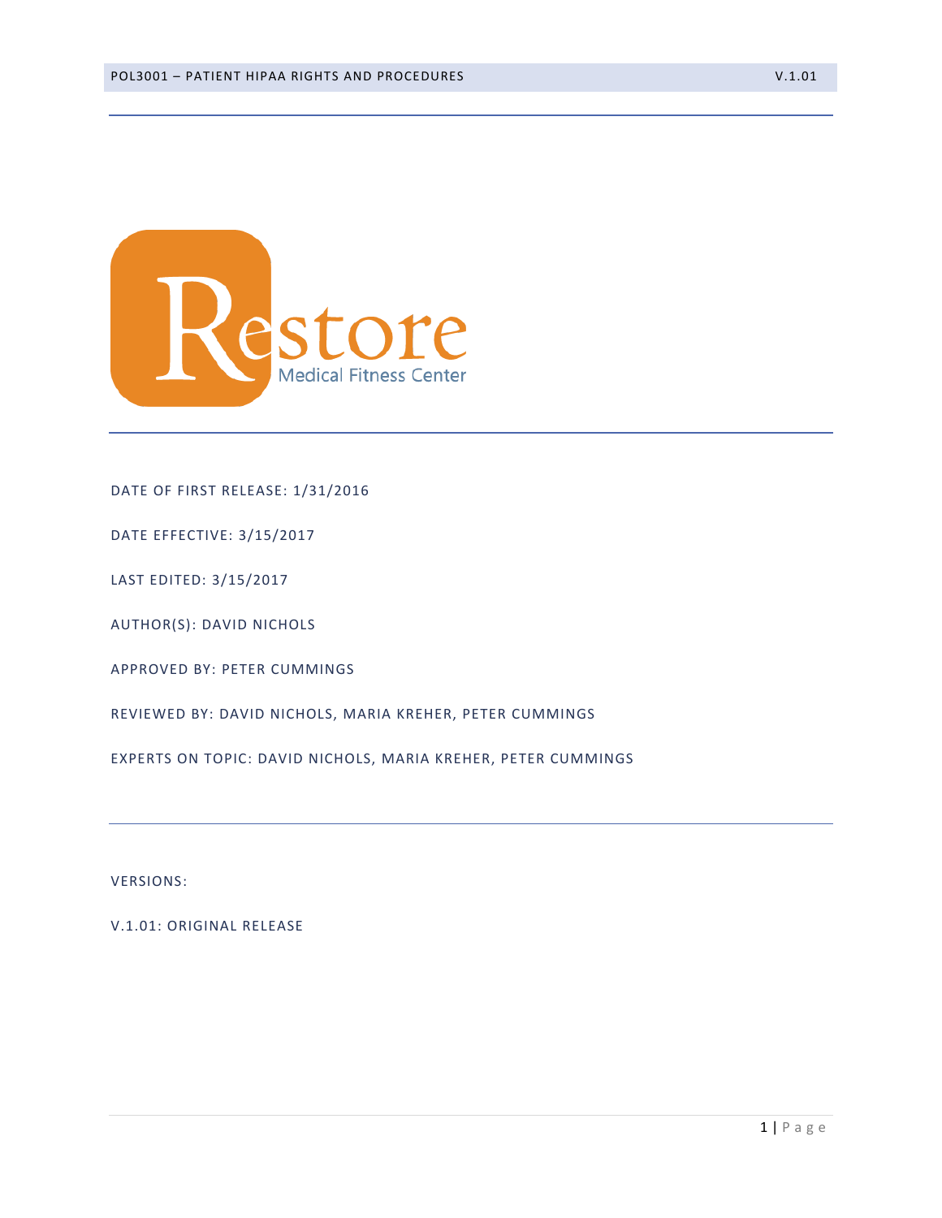Restore

Medical Fitness Center

DATE OF FIRST RELEASE: 1/31/2016

DATE EFFECTIVE: 3/15/2017

LAST EDITED: 3/15/2017

AUTHOR(S): DAVID NICHOLS

APPROVED BY: PETER CUMMINGS

REVIEWED BY: DAVID NICHOLS, MARIA KREHER, PETER CUMMINGS

EXPERTS ON TOPIC: DAVID NICHOLS, MARIA KREHER, PETER CUMMINGS

VERSIONS:

V.1.01: ORIGINAL RELEASE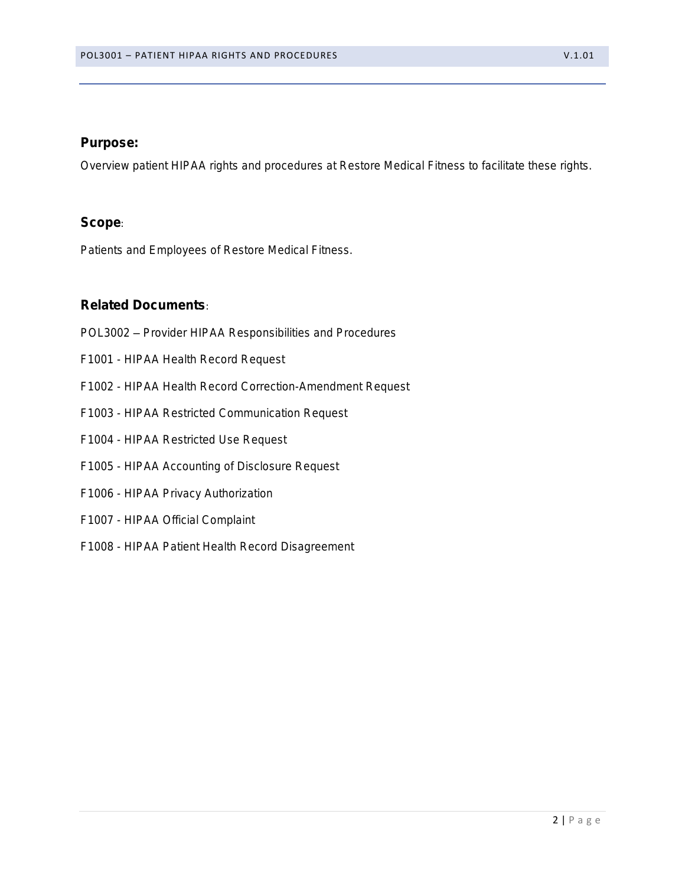## Purpose:

Overview patient HIPAA rights and procedures at Restore Medical Fitness to facilitate these rights.

## Scope:

Patients and Employees of Restore Medical Fitness.

## Related Documents:

POL3002 – Provider HIPAA Responsibilities and Procedures

F1001 - HIPAA Health Record Request

F1002 - HIPAA Health Record Correction-Amendment Request

F1003 - HIPAA Restricted Communication Request

F1004 - HIPAA Restricted Use Request

F1005 - HIPAA Accounting of Disclosure Request

F1006 - HIPAA Privacy Authorization

F1007 - HIPAA Official Complaint

F1008 - HIPAA Patient Health Record Disagreement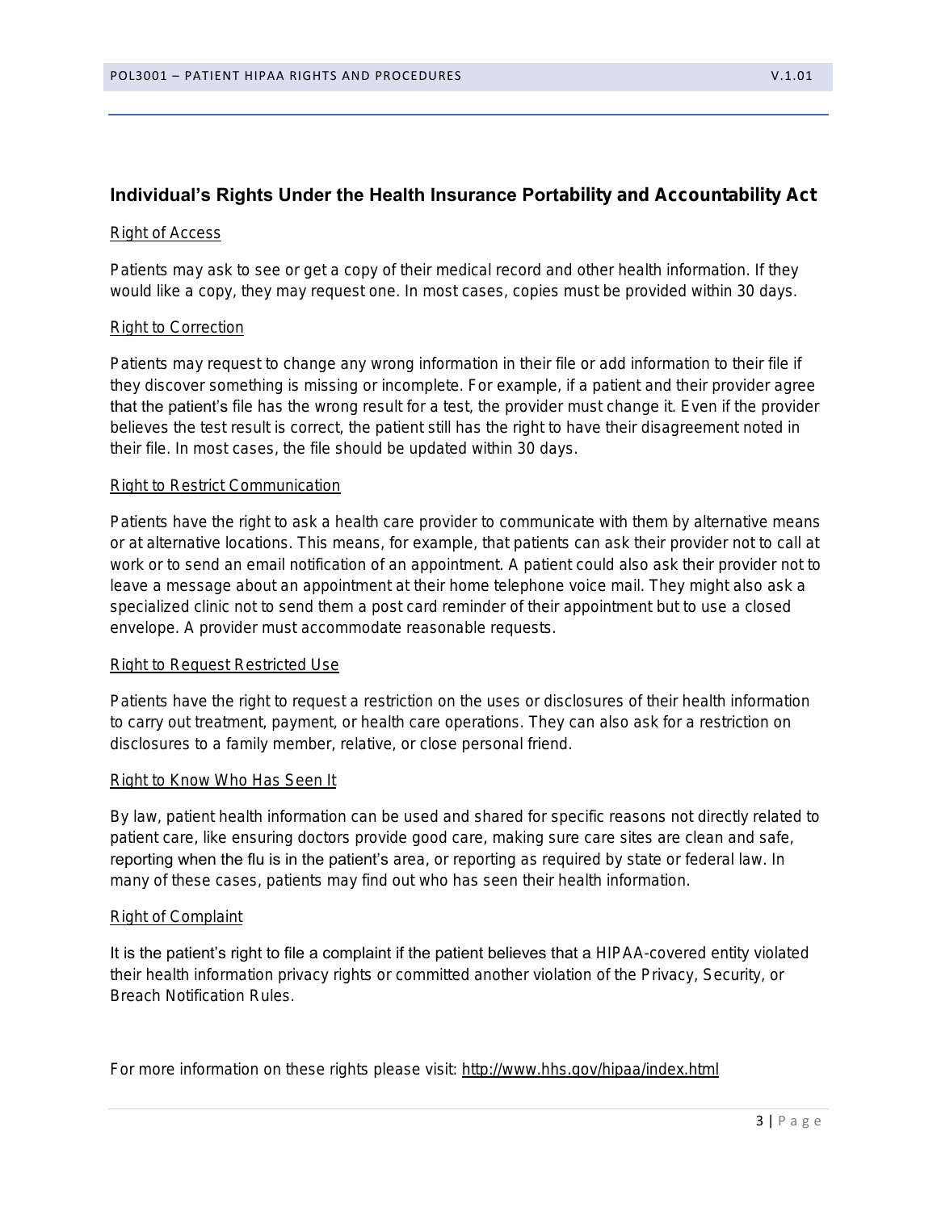## Individual's Rights Under the Health Insurance Portability and Accountability Act

Right of Access

Patients may ask to see or get a copy of their medical record and other health information. If they would like a copy, they may request one. In most cases, copies must be provided within 30 days.

Right to Correction

Patients may request to change any wrong information in their file or add information to their file if they discover something is missing or incomplete. For example, if a patient and their provider agree that the patient's file has the wrong result for a test, the provider must change it. Even if the provider believes the test result is correct, the patient still has the right to have their disagreement noted in their file. In most cases, the file should be updated within 30 days.

Right to Restrict Communication

Patients have the right to ask a health care provider to communicate with them by alternative means or at alternative locations. This means, for example, that patients can ask their provider not to call at work or to send an email notification of an appointment. A patient could also ask their provider not to leave a message about an appointment at their home telephone voice mail. They might also ask a specialized clinic not to send them a post card reminder of their appointment but to use a closed envelope. A provider must accommodate reasonable requests.

Right to Request Restricted Use

Patients have the right to request a restriction on the uses or disclosures of their health information to carry out treatment, payment, or health care operations. They can also ask for a restriction on disclosures to a family member, relative, or close personal friend.

Right to Know Who Has Seen It

By law, patient health information can be used and shared for specific reasons not directly related to patient care, like ensuring doctors provide good care, making sure care sites are clean and safe, reporting when the flu is in the patient's area, or reporting as required by state or federal law. In many of these cases, patients may find out who has seen their health information.

Right of Complaint

It is the patient's right to file a complaint if the patient believes that a HIPAA-covered entity violated their health information privacy rights or committed another violation of the Privacy, Security, or Breach Notification Rules.

For more information on these rights please visit: http://www.hhs.gov/hipaa/index.html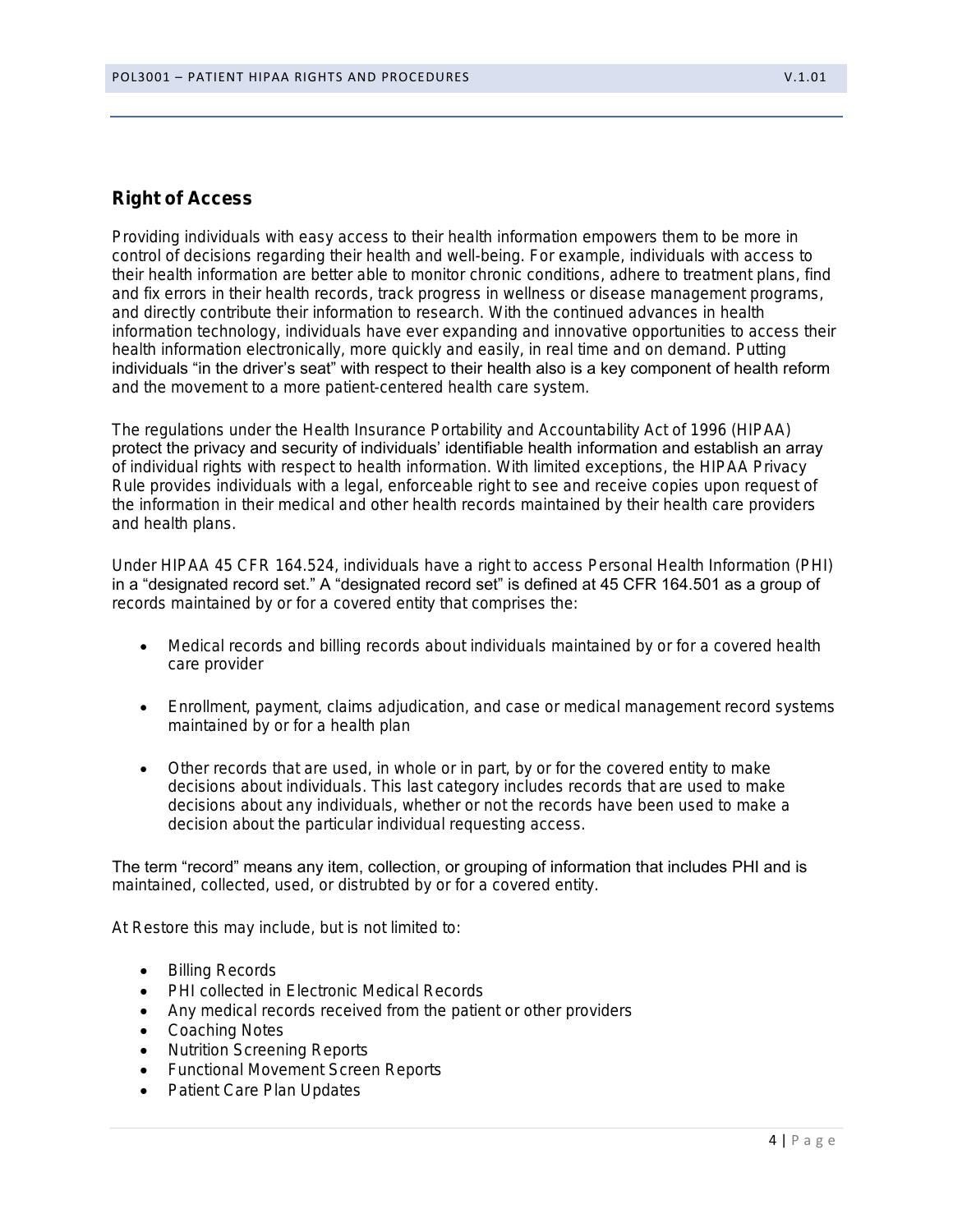## Right of Access

Providing individuals with easy access to their health information empowers them to be more in control of decisions regarding their health and well-being. For example, individuals with access to their health information are better able to monitor chronic conditions, adhere to treatment plans, find and fix errors in their health records, track progress in wellness or disease management programs, and directly contribute their information to research. With the continued advances in health information technology, individuals have ever expanding and innovative opportunities to access their health information electronically, more quickly and easily, in real time and on demand. Putting individuals "in the driver's seat" with respect to their health also is a key component of health reform and the movement to a more patient-centered health care system.

The regulations under the Health Insurance Portability and Accountability Act of 1996 (HIPAA) protect the privacy and security of individuals' identifiable health information and establish an array of individual rights with respect to health information. With limited exceptions, the HIPAA Privacy Rule provides individuals with a legal, enforceable right to see and receive copies upon request of the information in their medical and other health records maintained by their health care providers and health plans.

Under HIPAA 45 CFR 164.524, individuals have a right to access Personal Health Information (PHI) in a "designated record set." A "designated record set" is defined at 45 CFR 164.501 as a group of records maintained by or for a covered entity that comprises the:

- Medical records and billing records about individuals maintained by or for a covered health care provider

- Enrollment, payment, claims adjudication, and case or medical management record systems maintained by or for a health plan

- Other records that are used, in whole or in part, by or for the covered entity to make decisions about individuals. This last category includes records that are used to make decisions about any individuals, whether or not the records have been used to make a decision about the particular individual requesting access.

The term "record" means any item, collection, or grouping of information that includes PHI and is maintained, collected, used, or distrubted by or for a covered entity.

At Restore this may include, but is not limited to:

- Billing Records
- PHI collected in Electronic Medical Records
- Any medical records received from the patient or other providers
- Coaching Notes
- Nutrition Screening Reports
- Functional Movement Screen Reports
- Patient Care Plan Updates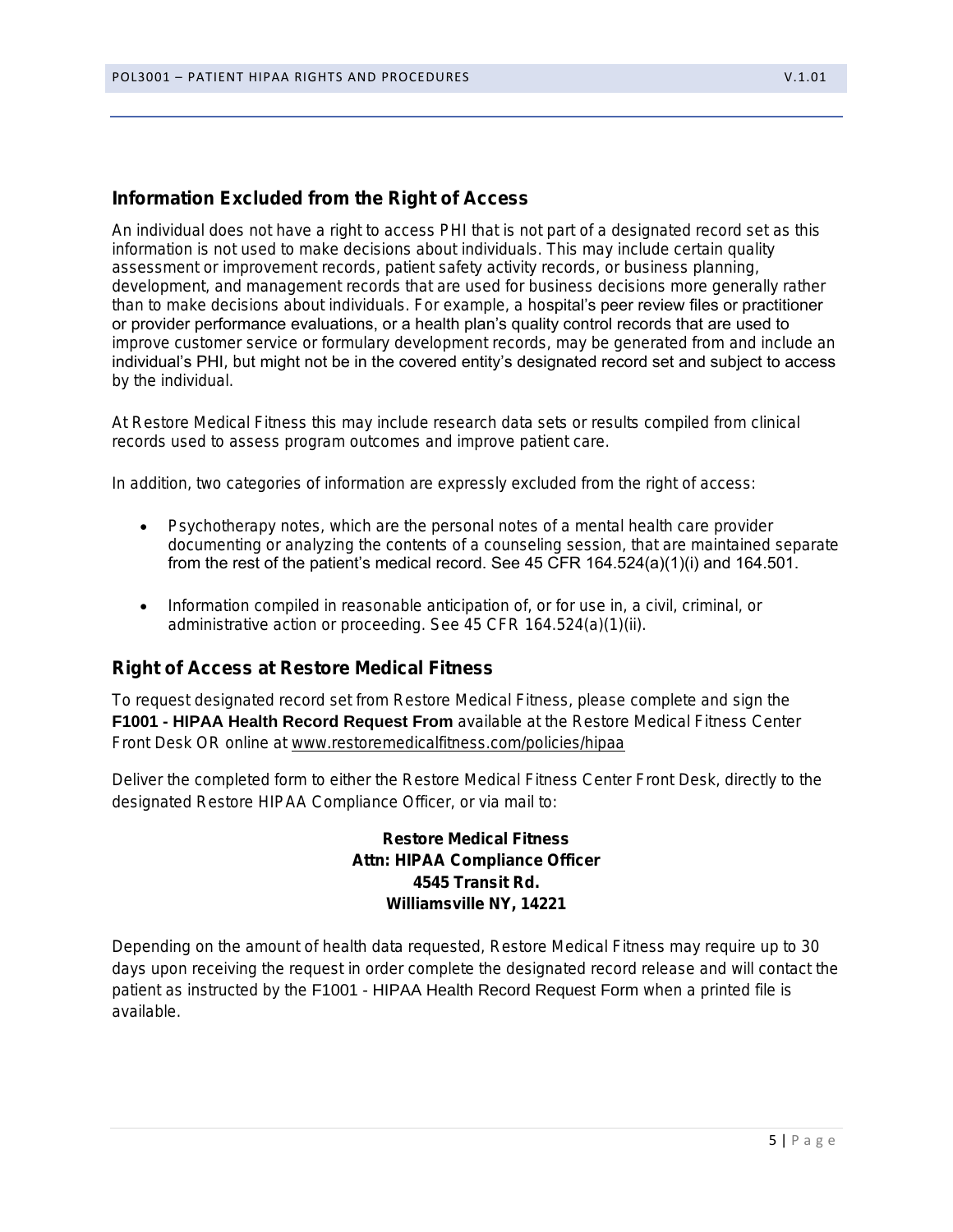## Information Excluded from the Right of Access

An individual does not have a right to access PHI that is not part of a designated record set as this information is not used to make decisions about individuals. This may include certain quality assessment or improvement records, patient safety activity records, or business planning, development, and management records that are used for business decisions more generally rather than to make decisions about individuals. For example, a hospital's peer review files or practitioner or provider performance evaluations, or a health plan's quality control records that are used to improve customer service or formulary development records, may be generated from and include an individual's PHI, but might not be in the covered entity's designated record set and subject to access by the individual.

At Restore Medical Fitness this may include research data sets or results compiled from clinical records used to assess program outcomes and improve patient care.

In addition, two categories of information are expressly excluded from the right of access:

- Psychotherapy notes, which are the personal notes of a mental health care provider documenting or analyzing the contents of a counseling session, that are maintained separate from the rest of the patient's medical record. See 45 CFR 164.524(a)(1)(i) and 164.501.
- Information compiled in reasonable anticipation of, or for use in, a civil, criminal, or administrative action or proceeding. See 45 CFR 164.524(a)(1)(ii).

## Right of Access at Restore Medical Fitness

To request designated record set from Restore Medical Fitness, please complete and sign the **F1001 - HIPAA Health Record Request From** available at the Restore Medical Fitness Center Front Desk OR online at www.restoremedicalfitness.com/policies/hipaa

Deliver the completed form to either the Restore Medical Fitness Center Front Desk, directly to the designated Restore HIPAA Compliance Officer, or via mail to:

**Restore Medical Fitness**
**Attn: HIPAA Compliance Officer**
**4545 Transit Rd.**
**Williamsville NY, 14221**

Depending on the amount of health data requested, Restore Medical Fitness may require up to 30 days upon receiving the request in order complete the designated record release and will contact the patient as instructed by the F1001 - HIPAA Health Record Request Form when a printed file is available.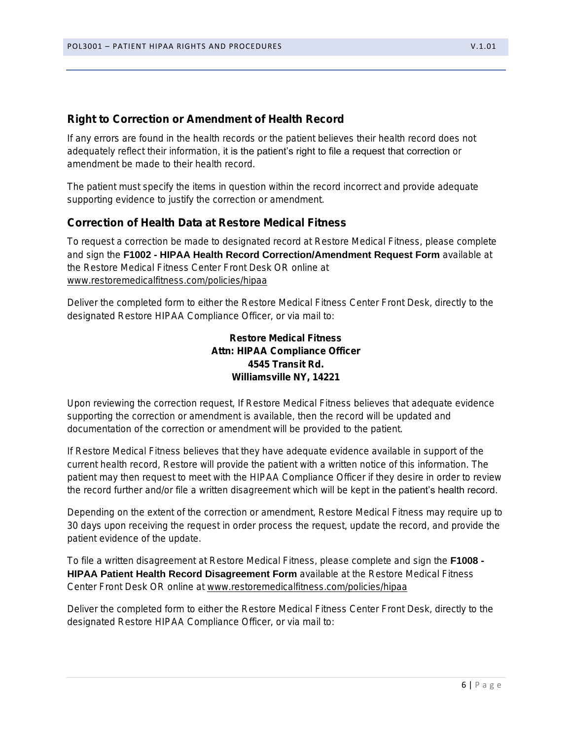## Right to Correction or Amendment of Health Record

If any errors are found in the health records or the patient believes their health record does not adequately reflect their information, it is the patient's right to file a request that correction or amendment be made to their health record.

The patient must specify the items in question within the record incorrect and provide adequate supporting evidence to justify the correction or amendment.

## Correction of Health Data at Restore Medical Fitness

To request a correction be made to designated record at Restore Medical Fitness, please complete and sign the **F1002 - HIPAA Health Record Correction/Amendment Request Form** available at the Restore Medical Fitness Center Front Desk OR online at www.restoremedicalfitness.com/policies/hipaa

Deliver the completed form to either the Restore Medical Fitness Center Front Desk, directly to the designated Restore HIPAA Compliance Officer, or via mail to:

**Restore Medical Fitness**
**Attn: HIPAA Compliance Officer**
**4545 Transit Rd.**
**Williamsville NY, 14221**

Upon reviewing the correction request, If Restore Medical Fitness believes that adequate evidence supporting the correction or amendment is available, then the record will be updated and documentation of the correction or amendment will be provided to the patient.

If Restore Medical Fitness believes that they have adequate evidence available in support of the current health record, Restore will provide the patient with a written notice of this information. The patient may then request to meet with the HIPAA Compliance Officer if they desire in order to review the record further and/or file a written disagreement which will be kept in the patient's health record.

Depending on the extent of the correction or amendment, Restore Medical Fitness may require up to 30 days upon receiving the request in order process the request, update the record, and provide the patient evidence of the update.

To file a written disagreement at Restore Medical Fitness, please complete and sign the **F1008 - HIPAA Patient Health Record Disagreement Form** available at the Restore Medical Fitness Center Front Desk OR online at www.restoremedicalfitness.com/policies/hipaa

Deliver the completed form to either the Restore Medical Fitness Center Front Desk, directly to the designated Restore HIPAA Compliance Officer, or via mail to: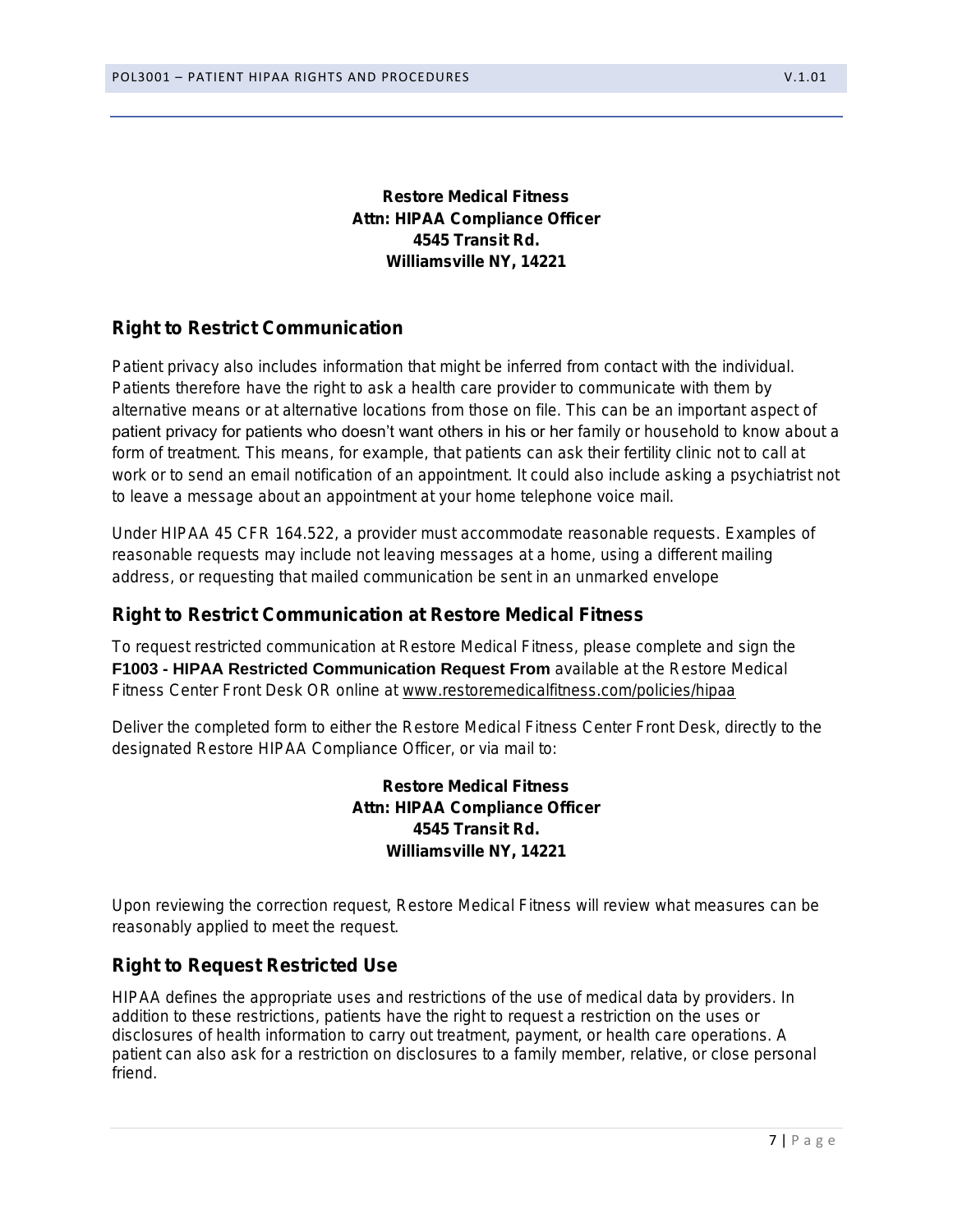**Restore Medical Fitness**
**Attn: HIPAA Compliance Officer**
**4545 Transit Rd.**
**Williamsville NY, 14221**

## Right to Restrict Communication

Patient privacy also includes information that might be inferred from contact with the individual. Patients therefore have the right to ask a health care provider to communicate with them by alternative means or at alternative locations from those on file. This can be an important aspect of patient privacy for patients who doesn't want others in his or her family or household to know about a form of treatment. This means, for example, that patients can ask their fertility clinic not to call at work or to send an email notification of an appointment. It could also include asking a psychiatrist not to leave a message about an appointment at your home telephone voice mail.

Under HIPAA 45 CFR 164.522, a provider must accommodate reasonable requests. Examples of reasonable requests may include not leaving messages at a home, using a different mailing address, or requesting that mailed communication be sent in an unmarked envelope

## Right to Restrict Communication at Restore Medical Fitness

To request restricted communication at Restore Medical Fitness, please complete and sign the **F1003 - HIPAA Restricted Communication Request From** available at the Restore Medical Fitness Center Front Desk OR online at www.restoremedicalfitness.com/policies/hipaa

Deliver the completed form to either the Restore Medical Fitness Center Front Desk, directly to the designated Restore HIPAA Compliance Officer, or via mail to:

**Restore Medical Fitness**
**Attn: HIPAA Compliance Officer**
**4545 Transit Rd.**
**Williamsville NY, 14221**

Upon reviewing the correction request, Restore Medical Fitness will review what measures can be reasonably applied to meet the request.

## Right to Request Restricted Use

HIPAA defines the appropriate uses and restrictions of the use of medical data by providers. In addition to these restrictions, patients have the right to request a restriction on the uses or disclosures of health information to carry out treatment, payment, or health care operations. A patient can also ask for a restriction on disclosures to a family member, relative, or close personal friend.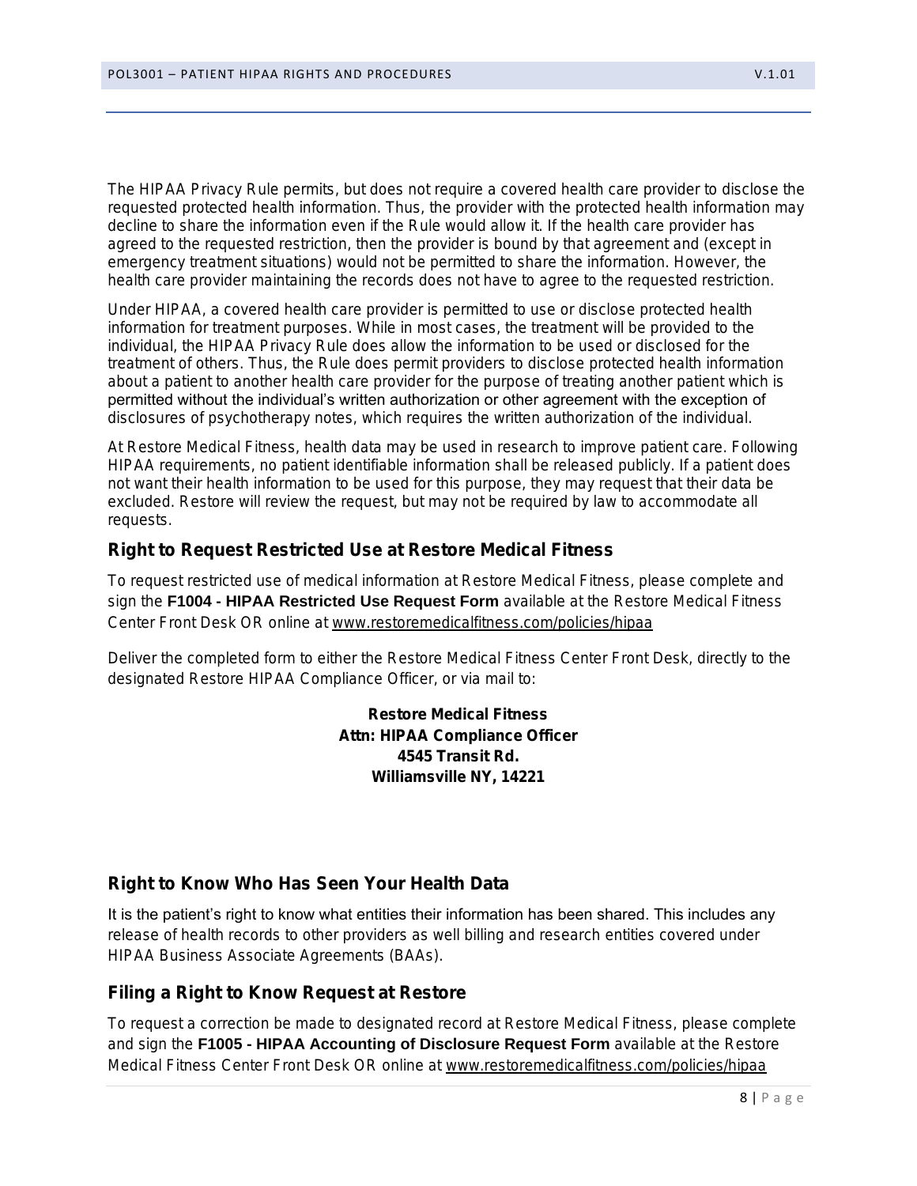The HIPAA Privacy Rule permits, but does not require a covered health care provider to disclose the requested protected health information. Thus, the provider with the protected health information may decline to share the information even if the Rule would allow it. If the health care provider has agreed to the requested restriction, then the provider is bound by that agreement and (except in emergency treatment situations) would not be permitted to share the information. However, the health care provider maintaining the records does not have to agree to the requested restriction.

Under HIPAA, a covered health care provider is permitted to use or disclose protected health information for treatment purposes. While in most cases, the treatment will be provided to the individual, the HIPAA Privacy Rule does allow the information to be used or disclosed for the treatment of others. Thus, the Rule does permit providers to disclose protected health information about a patient to another health care provider for the purpose of treating another patient which is permitted without the individual's written authorization or other agreement with the exception of disclosures of psychotherapy notes, which requires the written authorization of the individual.

At Restore Medical Fitness, health data may be used in research to improve patient care. Following HIPAA requirements, no patient identifiable information shall be released publicly. If a patient does not want their health information to be used for this purpose, they may request that their data be excluded. Restore will review the request, but may not be required by law to accommodate all requests.

## Right to Request Restricted Use at Restore Medical Fitness

To request restricted use of medical information at Restore Medical Fitness, please complete and sign the **F1004 - HIPAA Restricted Use Request Form** available at the Restore Medical Fitness Center Front Desk OR online at www.restoremedicalfitness.com/policies/hipaa

Deliver the completed form to either the Restore Medical Fitness Center Front Desk, directly to the designated Restore HIPAA Compliance Officer, or via mail to:

**Restore Medical Fitness**
**Attn: HIPAA Compliance Officer**
**4545 Transit Rd.**
**Williamsville NY, 14221**

## Right to Know Who Has Seen Your Health Data

It is the patient's right to know what entities their information has been shared. This includes any release of health records to other providers as well billing and research entities covered under HIPAA Business Associate Agreements (BAAs).

## Filing a Right to Know Request at Restore

To request a correction be made to designated record at Restore Medical Fitness, please complete and sign the **F1005 - HIPAA Accounting of Disclosure Request Form** available at the Restore Medical Fitness Center Front Desk OR online at www.restoremedicalfitness.com/policies/hipaa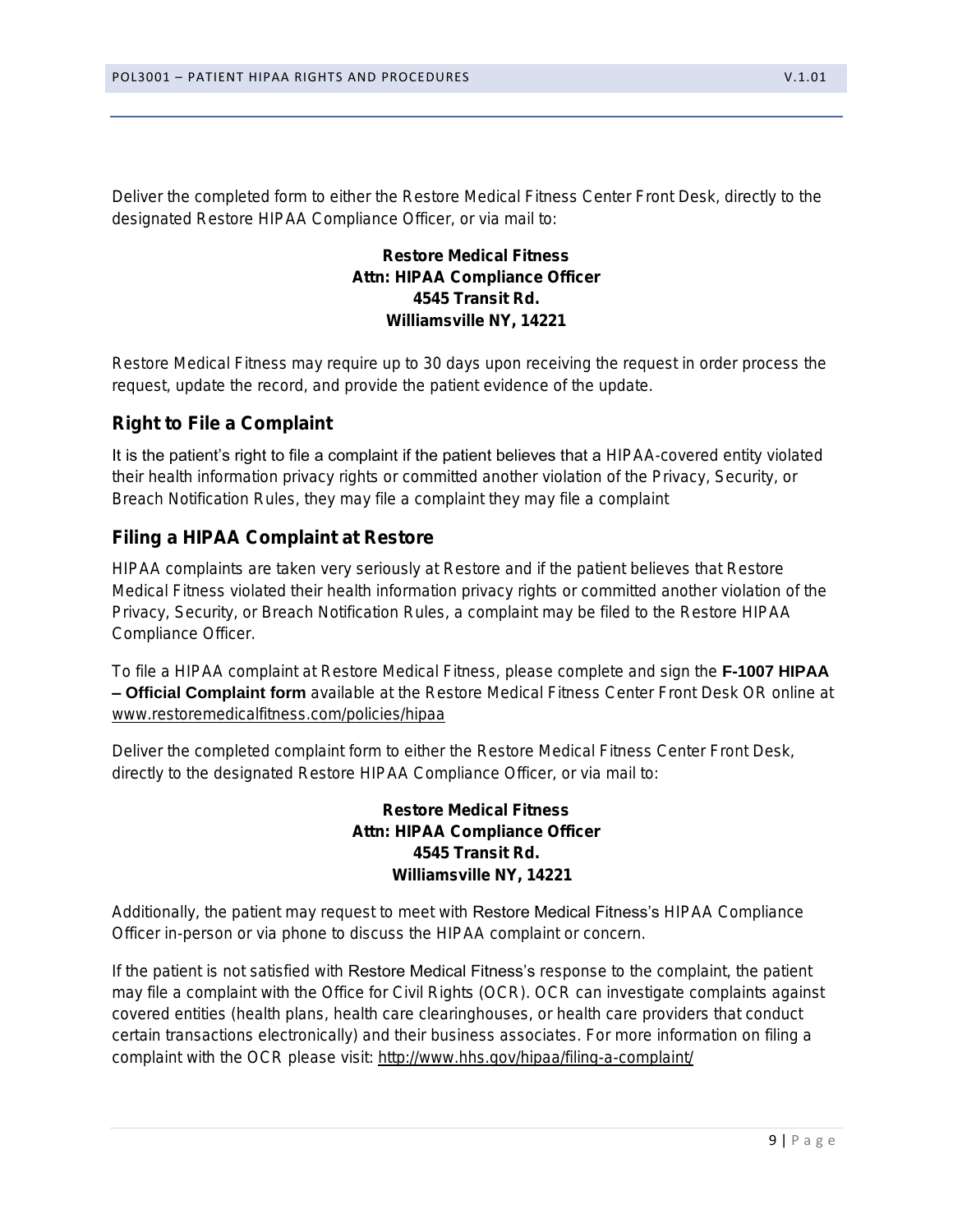Deliver the completed form to either the Restore Medical Fitness Center Front Desk, directly to the designated Restore HIPAA Compliance Officer, or via mail to:

**Restore Medical Fitness**
**Attn: HIPAA Compliance Officer**
**4545 Transit Rd.**
**Williamsville NY, 14221**

Restore Medical Fitness may require up to 30 days upon receiving the request in order process the request, update the record, and provide the patient evidence of the update.

## Right to File a Complaint

It is the patient's right to file a complaint if the patient believes that a HIPAA-covered entity violated their health information privacy rights or committed another violation of the Privacy, Security, or Breach Notification Rules, they may file a complaint they may file a complaint

## Filing a HIPAA Complaint at Restore

HIPAA complaints are taken very seriously at Restore and if the patient believes that Restore Medical Fitness violated their health information privacy rights or committed another violation of the Privacy, Security, or Breach Notification Rules, a complaint may be filed to the Restore HIPAA Compliance Officer.

To file a HIPAA complaint at Restore Medical Fitness, please complete and sign the **F-1007 HIPAA – Official Complaint form** available at the Restore Medical Fitness Center Front Desk OR online at www.restoremedicalfitness.com/policies/hipaa

Deliver the completed complaint form to either the Restore Medical Fitness Center Front Desk, directly to the designated Restore HIPAA Compliance Officer, or via mail to:

**Restore Medical Fitness**
**Attn: HIPAA Compliance Officer**
**4545 Transit Rd.**
**Williamsville NY, 14221**

Additionally, the patient may request to meet with Restore Medical Fitness's HIPAA Compliance Officer in-person or via phone to discuss the HIPAA complaint or concern.

If the patient is not satisfied with Restore Medical Fitness's response to the complaint, the patient may file a complaint with the Office for Civil Rights (OCR). OCR can investigate complaints against covered entities (health plans, health care clearinghouses, or health care providers that conduct certain transactions electronically) and their business associates. For more information on filing a complaint with the OCR please visit: http://www.hhs.gov/hipaa/filing-a-complaint/